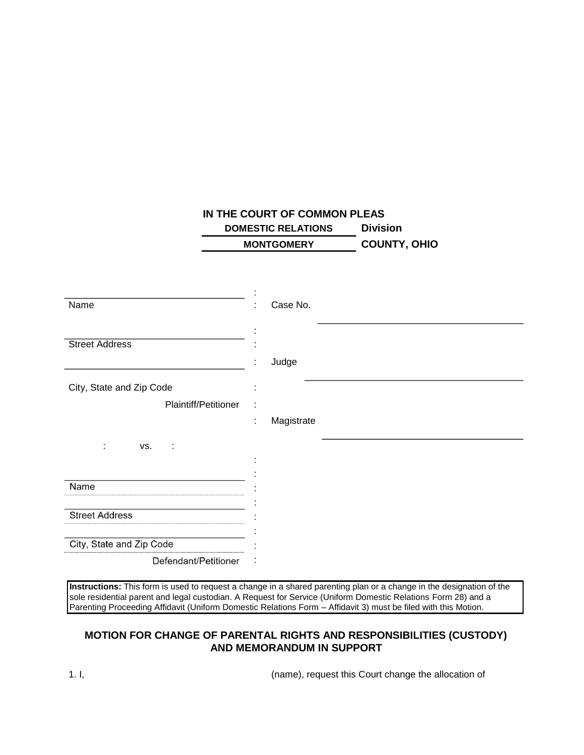**IN THE COURT OF COMMON PLEAS**

**DOMESTIC RELATIONS Division**

**MONTGOMERY COUNTY, OHIO**

| | | |
|---|---|---|
| ______________________ Name | : | Case No. ______________________ |
| ______________________ Street Address | : | |
| ______________________ City, State and Zip Code | : | Judge ______________________ |
| Plaintiff/Petitioner | : | |
| | : | Magistrate ______________________ |
| vs. | : | |
| ______________________ Name | : | |
| ______________________ Street Address | : | |
| ______________________ City, State and Zip Code | : | |
| Defendant/Petitioner | : | |

**Instructions:** This form is used to request a change in a shared parenting plan or a change in the designation of the sole residential parent and legal custodian. A Request for Service (Uniform Domestic Relations Form 28) and a Parenting Proceeding Affidavit (Uniform Domestic Relations Form – Affidavit 3) must be filed with this Motion.

## MOTION FOR CHANGE OF PARENTAL RIGHTS AND RESPONSIBILITIES (CUSTODY) AND MEMORANDUM IN SUPPORT

1. I, ______________________ (name), request this Court change the allocation of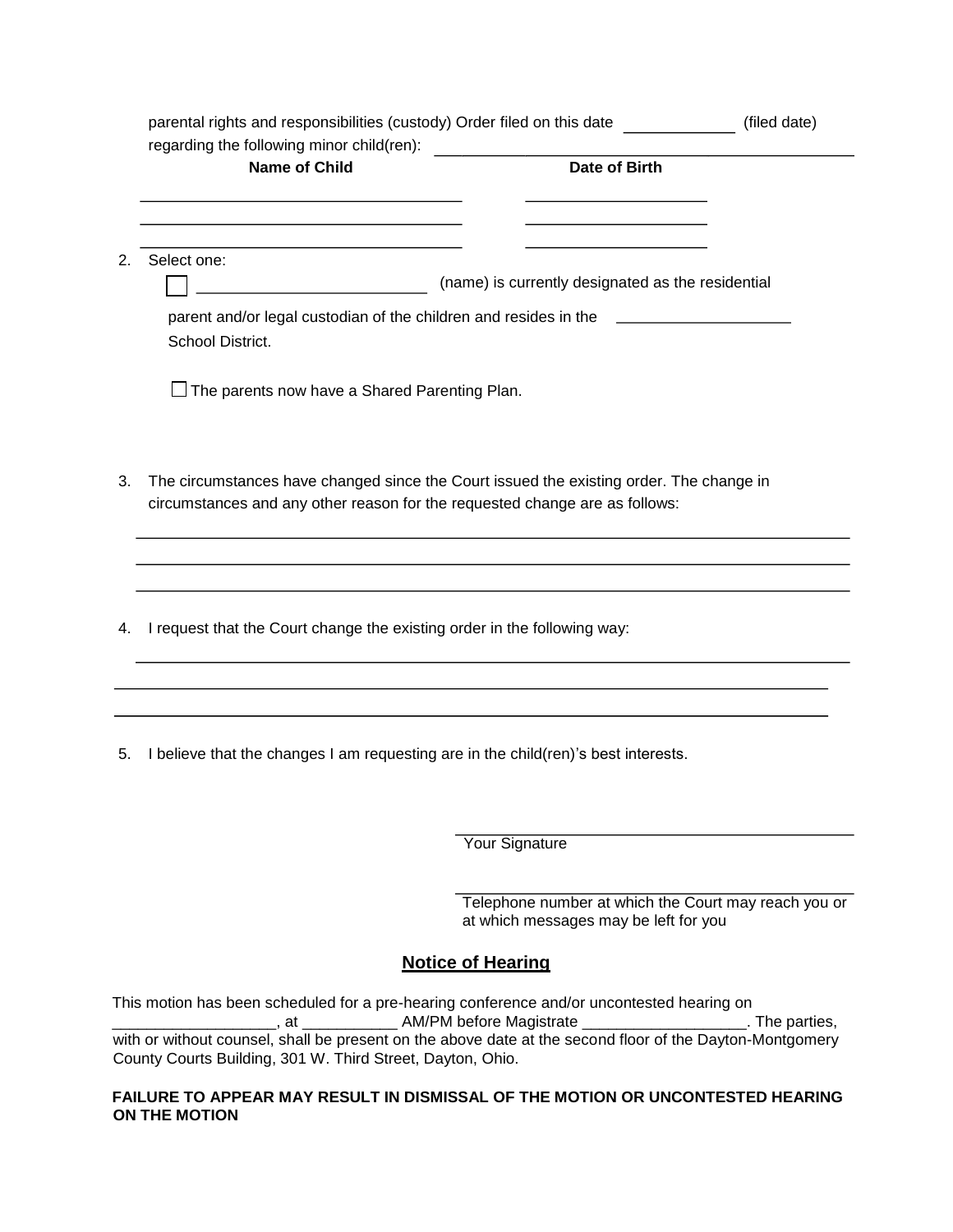parental rights and responsibilities (custody) Order filed on this date ____________ (filed date) regarding the following minor child(ren): ______________________________________________

| Name of Child | Date of Birth |
|---|---|
| ____________________________________ | ____________________ |
| ____________________________________ | ____________________ |
| ____________________________________ | ____________________ |

2. Select one:

   ☐ __________________________ (name) is currently designated as the residential parent and/or legal custodian of the children and resides in the ____________________ School District.

   ☐ The parents now have a Shared Parenting Plan.

3. The circumstances have changed since the Court issued the existing order. The change in circumstances and any other reason for the requested change are as follows:

   ______________________________________________________________________________

   ______________________________________________________________________________

   ______________________________________________________________________________

4. I request that the Court change the existing order in the following way:

   ______________________________________________________________________________

   ______________________________________________________________________________

   ______________________________________________________________________________

5. I believe that the changes I am requesting are in the child(ren)'s best interests.

_____________________________________________
Your Signature

_____________________________________________
Telephone number at which the Court may reach you or at which messages may be left for you

## Notice of Hearing

This motion has been scheduled for a pre-hearing conference and/or uncontested hearing on ___________________, at ___________ AM/PM before Magistrate ___________________. The parties, with or without counsel, shall be present on the above date at the second floor of the Dayton-Montgomery County Courts Building, 301 W. Third Street, Dayton, Ohio.

**FAILURE TO APPEAR MAY RESULT IN DISMISSAL OF THE MOTION OR UNCONTESTED HEARING ON THE MOTION**